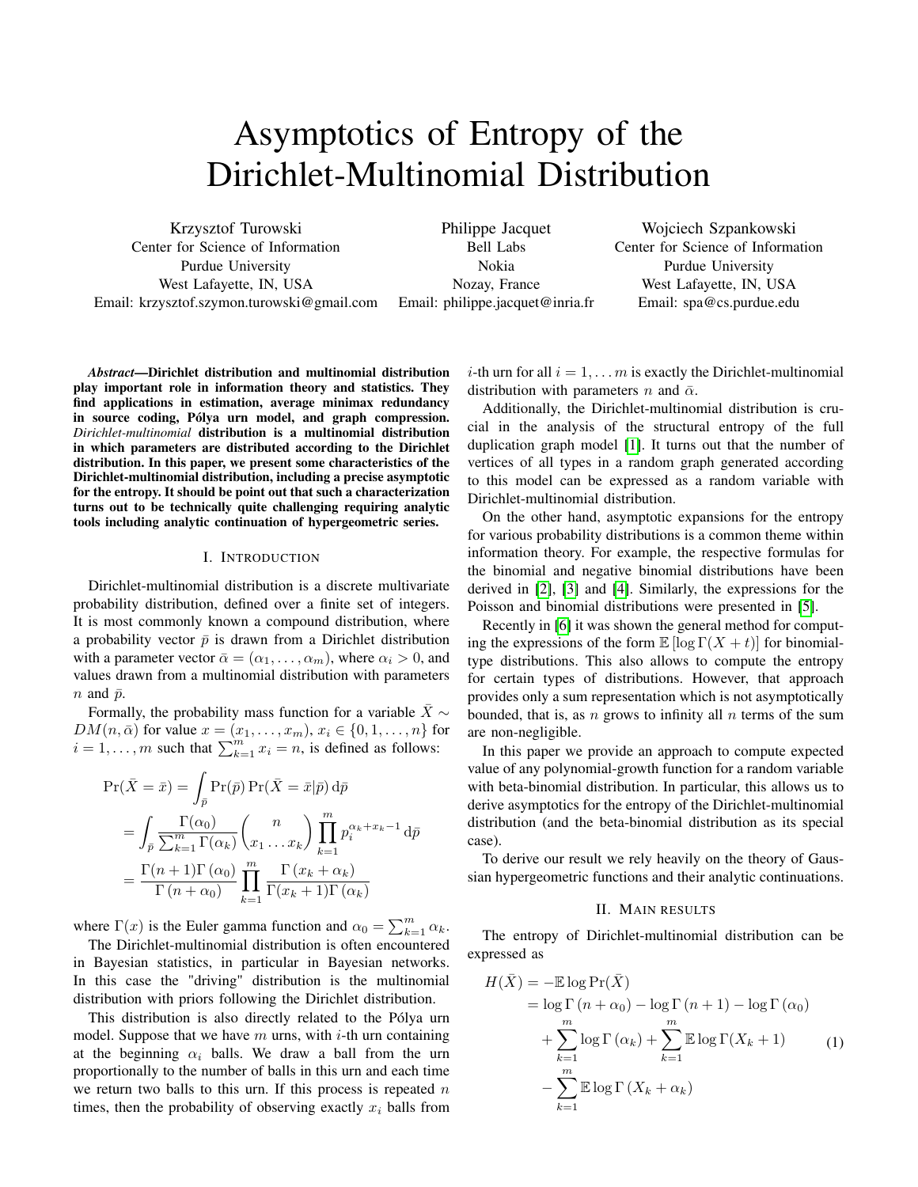# Asymptotics of Entropy of the Dirichlet-Multinomial Distribution

Krzysztof Turowski
Center for Science of Information
Purdue University
West Lafayette, IN, USA
Email: krzysztof.szymon.turowski@gmail.com

Philippe Jacquet
Bell Labs
Nokia
Nozay, France
Email: philippe.jacquet@inria.fr

Wojciech Szpankowski
Center for Science of Information
Purdue University
West Lafayette, IN, USA
Email: spa@cs.purdue.edu

***Abstract*—Dirichlet distribution and multinomial distribution play important role in information theory and statistics. They find applications in estimation, average minimax redundancy in source coding, Pólya urn model, and graph compression. *Dirichlet-multinomial* distribution is a multinomial distribution in which parameters are distributed according to the Dirichlet distribution. In this paper, we present some characteristics of the Dirichlet-multinomial distribution, including a precise asymptotic for the entropy. It should be point out that such a characterization turns out to be technically quite challenging requiring analytic tools including analytic continuation of hypergeometric series.**

## I. Introduction

Dirichlet-multinomial distribution is a discrete multivariate probability distribution, defined over a finite set of integers. It is most commonly known a compound distribution, where a probability vector $\bar{p}$ is drawn from a Dirichlet distribution with a parameter vector $\bar{\alpha} = (\alpha_1, \ldots, \alpha_m)$, where $\alpha_i > 0$, and values drawn from a multinomial distribution with parameters $n$ and $\bar{p}$.

Formally, the probability mass function for a variable $\bar{X} \sim DM(n, \bar{\alpha})$ for value $x = (x_1, \ldots, x_m)$, $x_i \in \{0, 1, \ldots, n\}$ for $i = 1, \ldots, m$ such that $\sum_{k=1}^{m} x_i = n$, is defined as follows:

$$
\begin{aligned}
\Pr(\bar{X} = \bar{x}) &= \int_{\bar{p}} \Pr(\bar{p}) \Pr(\bar{X} = \bar{x} | \bar{p}) \, \mathrm{d}\bar{p} \\
&= \int_{\bar{p}} \frac{\Gamma(\alpha_0)}{\sum_{k=1}^{m} \Gamma(\alpha_k)} \binom{n}{x_1 \ldots x_k} \prod_{k=1}^{m} p_i^{\alpha_k + x_k - 1} \, \mathrm{d}\bar{p} \\
&= \frac{\Gamma(n+1)\Gamma(\alpha_0)}{\Gamma(n + \alpha_0)} \prod_{k=1}^{m} \frac{\Gamma(x_k + \alpha_k)}{\Gamma(x_k + 1)\Gamma(\alpha_k)}
\end{aligned}
$$

where $\Gamma(x)$ is the Euler gamma function and $\alpha_0 = \sum_{k=1}^{m} \alpha_k$.

The Dirichlet-multinomial distribution is often encountered in Bayesian statistics, in particular in Bayesian networks. In this case the "driving" distribution is the multinomial distribution with priors following the Dirichlet distribution.

This distribution is also directly related to the Pólya urn model. Suppose that we have $m$ urns, with $i$-th urn containing at the beginning $\alpha_i$ balls. We draw a ball from the urn proportionally to the number of balls in this urn and each time we return two balls to this urn. If this process is repeated $n$ times, then the probability of observing exactly $x_i$ balls from $i$-th urn for all $i = 1, \ldots m$ is exactly the Dirichlet-multinomial distribution with parameters $n$ and $\bar{\alpha}$.

Additionally, the Dirichlet-multinomial distribution is crucial in the analysis of the structural entropy of the full duplication graph model [1]. It turns out that the number of vertices of all types in a random graph generated according to this model can be expressed as a random variable with Dirichlet-multinomial distribution.

On the other hand, asymptotic expansions for the entropy for various probability distributions is a common theme within information theory. For example, the respective formulas for the binomial and negative binomial distributions have been derived in [2], [3] and [4]. Similarly, the expressions for the Poisson and binomial distributions were presented in [5].

Recently in [6] it was shown the general method for computing the expressions of the form $\mathbb{E}[\log \Gamma(X + t)]$ for binomial-type distributions. This also allows to compute the entropy for certain types of distributions. However, that approach provides only a sum representation which is not asymptotically bounded, that is, as $n$ grows to infinity all $n$ terms of the sum are non-negligible.

In this paper we provide an approach to compute expected value of any polynomial-growth function for a random variable with beta-binomial distribution. In particular, this allows us to derive asymptotics for the entropy of the Dirichlet-multinomial distribution (and the beta-binomial distribution as its special case).

To derive our result we rely heavily on the theory of Gaussian hypergeometric functions and their analytic continuations.

## II. Main results

The entropy of Dirichlet-multinomial distribution can be expressed as

$$
\begin{aligned}
H(\bar{X}) &= -\mathbb{E} \log \Pr(\bar{X}) \\
&= \log \Gamma(n + \alpha_0) - \log \Gamma(n+1) - \log \Gamma(\alpha_0) \\
&\quad + \sum_{k=1}^{m} \log \Gamma(\alpha_k) + \sum_{k=1}^{m} \mathbb{E} \log \Gamma(X_k + 1) \\
&\quad - \sum_{k=1}^{m} \mathbb{E} \log \Gamma(X_k + \alpha_k)
\end{aligned}
\tag{1}
$$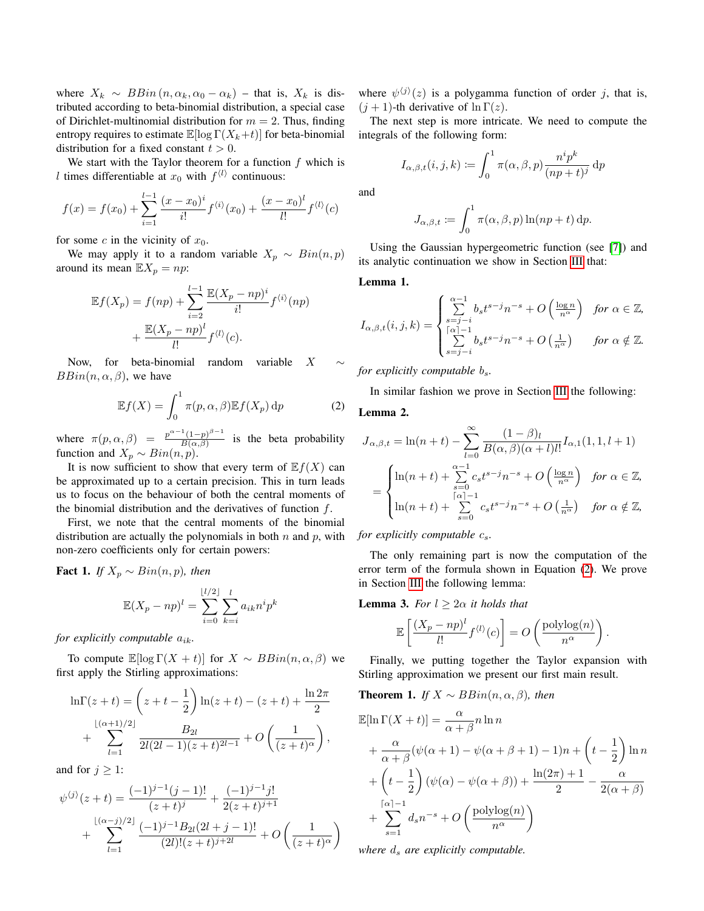where $X_k \sim BBin(n, \alpha_k, \alpha_0 - \alpha_k)$ – that is, $X_k$ is distributed according to beta-binomial distribution, a special case of Dirichlet-multinomial distribution for $m = 2$. Thus, finding entropy requires to estimate $\mathbb{E}[\log \Gamma(X_k + t)]$ for beta-binomial distribution for a fixed constant $t > 0$.

We start with the Taylor theorem for a function $f$ which is $l$ times differentiable at $x_0$ with $f^{\langle l \rangle}$ continuous:

$$f(x) = f(x_0) + \sum_{i=1}^{l-1} \frac{(x - x_0)^i}{i!} f^{\langle i \rangle}(x_0) + \frac{(x - x_0)^l}{l!} f^{\langle l \rangle}(c)$$

for some $c$ in the vicinity of $x_0$.

We may apply it to a random variable $X_p \sim Bin(n, p)$ around its mean $\mathbb{E}X_p = np$:

$$\mathbb{E}f(X_p) = f(np) + \sum_{i=2}^{l-1} \frac{\mathbb{E}(X_p - np)^i}{i!} f^{\langle i \rangle}(np) + \frac{\mathbb{E}(X_p - np)^l}{l!} f^{\langle l \rangle}(c).$$

Now, for beta-binomial random variable $X \sim BBin(n, \alpha, \beta)$, we have

$$\mathbb{E}f(X) = \int_0^1 \pi(p, \alpha, \beta) \mathbb{E}f(X_p) \, \mathrm{d}p \tag{2}$$

where $\pi(p, \alpha, \beta) = \frac{p^{\alpha-1}(1-p)^{\beta-1}}{B(\alpha,\beta)}$ is the beta probability function and $X_p \sim Bin(n, p)$.

It is now sufficient to show that every term of $\mathbb{E}f(X)$ can be approximated up to a certain precision. This in turn leads us to focus on the behaviour of both the central moments of the binomial distribution and the derivatives of function $f$.

First, we note that the central moments of the binomial distribution are actually the polynomials in both $n$ and $p$, with non-zero coefficients only for certain powers:

**Fact 1.** *If $X_p \sim Bin(n, p)$, then*

$$\mathbb{E}(X_p - np)^l = \sum_{i=0}^{\lfloor l/2 \rfloor} \sum_{k=i}^{l} a_{ik} n^i p^k$$

*for explicitly computable $a_{ik}$.*

To compute $\mathbb{E}[\log \Gamma(X + t)]$ for $X \sim BBin(n, \alpha, \beta)$ we first apply the Stirling approximations:

$$\ln\Gamma(z + t) = \left(z + t - \frac{1}{2}\right) \ln(z + t) - (z + t) + \frac{\ln 2\pi}{2} + \sum_{l=1}^{\lfloor (\alpha+1)/2 \rfloor} \frac{B_{2l}}{2l(2l-1)(z+t)^{2l-1}} + O\left(\frac{1}{(z+t)^\alpha}\right),$$

and for $j \geq 1$:

$$\psi^{\langle j \rangle}(z + t) = \frac{(-1)^{j-1}(j-1)!}{(z+t)^j} + \frac{(-1)^{j-1}j!}{2(z+t)^{j+1}} + \sum_{l=1}^{\lfloor (\alpha-j)/2 \rfloor} \frac{(-1)^{j-1}B_{2l}(2l+j-1)!}{(2l)!(z+t)^{j+2l}} + O\left(\frac{1}{(z+t)^\alpha}\right)$$

where $\psi^{\langle j \rangle}(z)$ is a polygamma function of order $j$, that is, $(j + 1)$-th derivative of $\ln \Gamma(z)$.

The next step is more intricate. We need to compute the integrals of the following form:

$$I_{\alpha,\beta,t}(i, j, k) := \int_0^1 \pi(\alpha, \beta, p) \frac{n^i p^k}{(np + t)^j} \, \mathrm{d}p$$

and

$$J_{\alpha,\beta,t} := \int_0^1 \pi(\alpha, \beta, p) \ln(np + t) \, \mathrm{d}p.$$

Using the Gaussian hypergeometric function (see [7]) and its analytic continuation we show in Section III that:

**Lemma 1.**

$$I_{\alpha,\beta,t}(i, j, k) = \begin{cases} \sum_{s=j-i}^{\alpha-1} b_s t^{s-j} n^{-s} + O\left(\frac{\log n}{n^\alpha}\right) & \text{for } \alpha \in \mathbb{Z}, \\ \sum_{s=j-i}^{\lceil \alpha \rceil - 1} b_s t^{s-j} n^{-s} + O\left(\frac{1}{n^\alpha}\right) & \text{for } \alpha \notin \mathbb{Z}. \end{cases}$$

*for explicitly computable $b_s$.*

In similar fashion we prove in Section III the following:

**Lemma 2.**

$$J_{\alpha,\beta,t} = \ln(n + t) - \sum_{l=0}^{\infty} \frac{(1 - \beta)_l}{B(\alpha, \beta)(\alpha + l)l!} I_{\alpha,1}(1, 1, l + 1)$$

$$= \begin{cases} \ln(n + t) + \sum_{s=0}^{\alpha-1} c_s t^{s-j} n^{-s} + O\left(\frac{\log n}{n^\alpha}\right) & \text{for } \alpha \in \mathbb{Z}, \\ \ln(n + t) + \sum_{s=0}^{\lceil \alpha \rceil - 1} c_s t^{s-j} n^{-s} + O\left(\frac{1}{n^\alpha}\right) & \text{for } \alpha \notin \mathbb{Z}, \end{cases}$$

*for explicitly computable $c_s$.*

The only remaining part is now the computation of the error term of the formula shown in Equation (2). We prove in Section III the following lemma:

**Lemma 3.** *For $l \geq 2\alpha$ it holds that*

$$\mathbb{E}\left[\frac{(X_p - np)^l}{l!} f^{\langle l \rangle}(c)\right] = O\left(\frac{\mathrm{polylog}(n)}{n^\alpha}\right).$$

Finally, we putting together the Taylor expansion with Stirling approximation we present our first main result.

**Theorem 1.** *If $X \sim BBin(n, \alpha, \beta)$, then*

$$\mathbb{E}[\ln \Gamma(X + t)] = \frac{\alpha}{\alpha + \beta} n \ln n + \frac{\alpha}{\alpha + \beta}(\psi(\alpha + 1) - \psi(\alpha + \beta + 1) - 1)n + \left(t - \frac{1}{2}\right) \ln n + \left(t - \frac{1}{2}\right)(\psi(\alpha) - \psi(\alpha + \beta)) + \frac{\ln(2\pi) + 1}{2} - \frac{\alpha}{2(\alpha + \beta)} + \sum_{s=1}^{\lceil \alpha \rceil - 1} d_s n^{-s} + O\left(\frac{\mathrm{polylog}(n)}{n^\alpha}\right)$$

*where $d_s$ are explicitly computable.*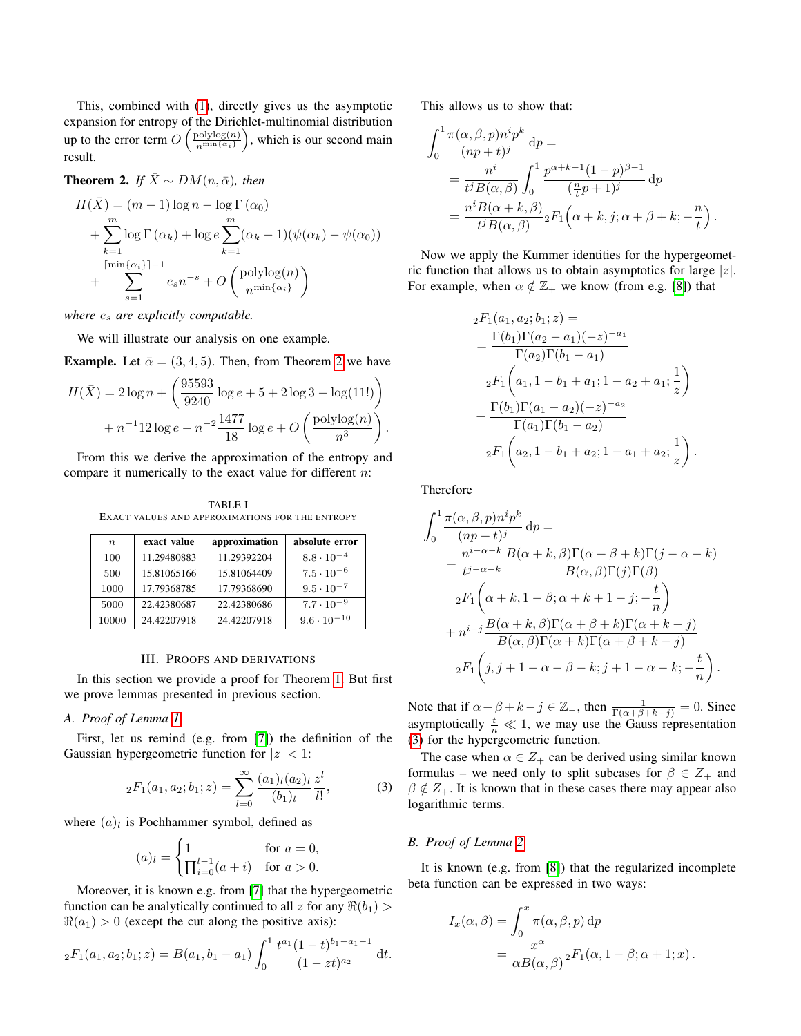This, combined with (1), directly gives us the asymptotic expansion for entropy of the Dirichlet-multinomial distribution up to the error term $O\left(\frac{\text{polylog}(n)}{n^{\min\{\alpha_i\}}}\right)$, which is our second main result.

**Theorem 2.** *If $\bar{X} \sim DM(n, \bar{\alpha})$, then*

$$H(\bar{X}) = (m-1)\log n - \log\Gamma(\alpha_0) + \sum_{k=1}^{m}\log\Gamma(\alpha_k) + \log e \sum_{k=1}^{m}(\alpha_k - 1)(\psi(\alpha_k) - \psi(\alpha_0)) + \sum_{s=1}^{\lceil\min\{\alpha_i\}\rceil - 1} e_s n^{-s} + O\left(\frac{\text{polylog}(n)}{n^{\min\{\alpha_i\}}}\right)$$

*where $e_s$ are explicitly computable.*

We will illustrate our analysis on one example.

**Example.** Let $\bar{\alpha} = (3, 4, 5)$. Then, from Theorem 2 we have

$$H(\bar{X}) = 2\log n + \left(\frac{95593}{9240}\log e + 5 + 2\log 3 - \log(11!)\right) + n^{-1}12\log e - n^{-2}\frac{1477}{18}\log e + O\left(\frac{\text{polylog}(n)}{n^3}\right).$$

From this we derive the approximation of the entropy and compare it numerically to the exact value for different $n$:

TABLE I
EXACT VALUES AND APPROXIMATIONS FOR THE ENTROPY

| $n$ | exact value | approximation | absolute error |
|---|---|---|---|
| 100 | 11.29480883 | 11.29392204 | $8.8 \cdot 10^{-4}$ |
| 500 | 15.81065166 | 15.81064409 | $7.5 \cdot 10^{-6}$ |
| 1000 | 17.79368785 | 17.79368690 | $9.5 \cdot 10^{-7}$ |
| 5000 | 22.42380687 | 22.42380686 | $7.7 \cdot 10^{-9}$ |
| 10000 | 24.42207918 | 24.42207918 | $9.6 \cdot 10^{-10}$ |

## III. Proofs and Derivations

In this section we provide a proof for Theorem 1. But first we prove lemmas presented in previous section.

### A. Proof of Lemma 1

First, let us remind (e.g. from [7]) the definition of the Gaussian hypergeometric function for $|z| < 1$:

$$_2F_1(a_1, a_2; b_1; z) = \sum_{l=0}^{\infty}\frac{(a_1)_l (a_2)_l}{(b_1)_l}\frac{z^l}{l!}, \tag{3}$$

where $(a)_l$ is Pochhammer symbol, defined as

$$(a)_l = \begin{cases} 1 & \text{for } a = 0, \\ \prod_{i=0}^{l-1}(a+i) & \text{for } a > 0. \end{cases}$$

Moreover, it is known e.g. from [7] that the hypergeometric function can be analytically continued to all $z$ for any $\Re(b_1) > \Re(a_1) > 0$ (except the cut along the positive axis):

$$_2F_1(a_1, a_2; b_1; z) = B(a_1, b_1 - a_1)\int_0^1 \frac{t^{a_1}(1-t)^{b_1 - a_1 - 1}}{(1 - zt)^{a_2}}\,\mathrm{d}t.$$

This allows us to show that:

$$\begin{aligned}
\int_0^1 \frac{\pi(\alpha, \beta, p) n^i p^k}{(np+t)^j}\,\mathrm{d}p &= \\
&= \frac{n^i}{t^j B(\alpha, \beta)}\int_0^1 \frac{p^{\alpha+k-1}(1-p)^{\beta-1}}{(\frac{n}{t}p + 1)^j}\,\mathrm{d}p \\
&= \frac{n^i B(\alpha+k, \beta)}{t^j B(\alpha, \beta)}\,{}_2F_1\Big(\alpha+k, j; \alpha+\beta+k; -\frac{n}{t}\Big).
\end{aligned}$$

Now we apply the Kummer identities for the hypergeometric function that allows us to obtain asymptotics for large $|z|$. For example, when $\alpha \notin \mathbb{Z}_+$ we know (from e.g. [8]) that

$$\begin{aligned}
{}_2F_1(a_1, a_2; b_1; z) &= \\
&= \frac{\Gamma(b_1)\Gamma(a_2 - a_1)(-z)^{-a_1}}{\Gamma(a_2)\Gamma(b_1 - a_1)} \\
&\quad {}_2F_1\Big(a_1, 1 - b_1 + a_1; 1 - a_2 + a_1; \frac{1}{z}\Big) \\
&+ \frac{\Gamma(b_1)\Gamma(a_1 - a_2)(-z)^{-a_2}}{\Gamma(a_1)\Gamma(b_1 - a_2)} \\
&\quad {}_2F_1\Big(a_2, 1 - b_1 + a_2; 1 - a_1 + a_2; \frac{1}{z}\Big).
\end{aligned}$$

Therefore

$$\begin{aligned}
\int_0^1 \frac{\pi(\alpha, \beta, p) n^i p^k}{(np+t)^j}\,\mathrm{d}p &= \\
&= \frac{n^{i-\alpha-k}}{t^{j-\alpha-k}}\frac{B(\alpha+k, \beta)\Gamma(\alpha+\beta+k)\Gamma(j-\alpha-k)}{B(\alpha, \beta)\Gamma(j)\Gamma(\beta)} \\
&\quad {}_2F_1\Big(\alpha+k, 1-\beta; \alpha+k+1-j; -\frac{t}{n}\Big) \\
&+ n^{i-j}\frac{B(\alpha+k, \beta)\Gamma(\alpha+\beta+k)\Gamma(\alpha+k-j)}{B(\alpha, \beta)\Gamma(\alpha+k)\Gamma(\alpha+\beta+k-j)} \\
&\quad {}_2F_1\Big(j, j+1-\alpha-\beta-k; j+1-\alpha-k; -\frac{t}{n}\Big).
\end{aligned}$$

Note that if $\alpha+\beta+k-j \in \mathbb{Z}_-$, then $\frac{1}{\Gamma(\alpha+\beta+k-j)} = 0$. Since asymptotically $\frac{t}{n} \ll 1$, we may use the Gauss representation (3) for the hypergeometric function.

The case when $\alpha \in Z_+$ can be derived using similar known formulas – we need only to split subcases for $\beta \in Z_+$ and $\beta \notin Z_+$. It is known that in these cases there may appear also logarithmic terms.

### B. Proof of Lemma 2

It is known (e.g. from [8]) that the regularized incomplete beta function can be expressed in two ways:

$$\begin{aligned}
I_x(\alpha, \beta) &= \int_0^x \pi(\alpha, \beta, p)\,\mathrm{d}p \\
&= \frac{x^\alpha}{\alpha B(\alpha, \beta)}\,{}_2F_1(\alpha, 1-\beta; \alpha+1; x).
\end{aligned}$$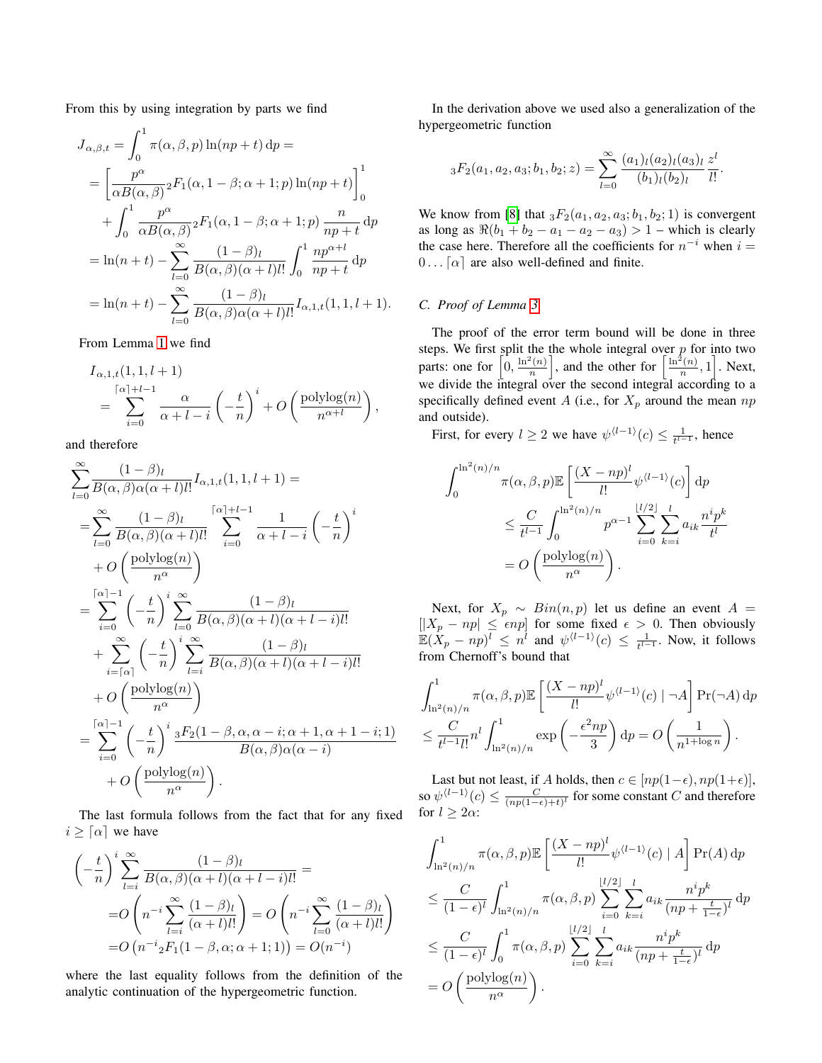From this by using integration by parts we find

$$
\begin{aligned}
J_{\alpha,\beta,t} &= \int_0^1 \pi(\alpha,\beta,p)\ln(np+t)\,\mathrm{d}p = \\
&= \left[\frac{p^\alpha}{\alpha B(\alpha,\beta)}{}_2F_1(\alpha,1-\beta;\alpha+1;p)\ln(np+t)\right]_0^1 \\
&\quad + \int_0^1 \frac{p^\alpha}{\alpha B(\alpha,\beta)}{}_2F_1(\alpha,1-\beta;\alpha+1;p)\,\frac{n}{np+t}\,\mathrm{d}p \\
&= \ln(n+t) - \sum_{l=0}^{\infty}\frac{(1-\beta)_l}{B(\alpha,\beta)(\alpha+l)l!}\int_0^1 \frac{np^{\alpha+l}}{np+t}\,\mathrm{d}p \\
&= \ln(n+t) - \sum_{l=0}^{\infty}\frac{(1-\beta)_l}{B(\alpha,\beta)\alpha(\alpha+l)l!}I_{\alpha,1,t}(1,1,l+1).
\end{aligned}
$$

From Lemma 1 we find

$$
\begin{aligned}
&I_{\alpha,1,t}(1,1,l+1) \\
&\quad = \sum_{i=0}^{\lceil\alpha\rceil+l-1}\frac{\alpha}{\alpha+l-i}\left(-\frac{t}{n}\right)^i + O\left(\frac{\mathrm{polylog}(n)}{n^{\alpha+l}}\right),
\end{aligned}
$$

and therefore

$$
\begin{aligned}
&\sum_{l=0}^{\infty}\frac{(1-\beta)_l}{B(\alpha,\beta)\alpha(\alpha+l)l!}I_{\alpha,1,t}(1,1,l+1) = \\
&=\sum_{l=0}^{\infty}\frac{(1-\beta)_l}{B(\alpha,\beta)(\alpha+l)l!}\sum_{i=0}^{\lceil\alpha\rceil+l-1}\frac{1}{\alpha+l-i}\left(-\frac{t}{n}\right)^i \\
&\quad + O\left(\frac{\mathrm{polylog}(n)}{n^{\alpha}}\right) \\
&=\sum_{i=0}^{\lceil\alpha\rceil-1}\left(-\frac{t}{n}\right)^i\sum_{l=0}^{\infty}\frac{(1-\beta)_l}{B(\alpha,\beta)(\alpha+l)(\alpha+l-i)l!} \\
&\quad + \sum_{i=\lceil\alpha\rceil}^{\infty}\left(-\frac{t}{n}\right)^i\sum_{l=i}^{\infty}\frac{(1-\beta)_l}{B(\alpha,\beta)(\alpha+l)(\alpha+l-i)l!} \\
&\quad + O\left(\frac{\mathrm{polylog}(n)}{n^{\alpha}}\right) \\
&=\sum_{i=0}^{\lceil\alpha\rceil-1}\left(-\frac{t}{n}\right)^i\frac{{}_3F_2(1-\beta,\alpha,\alpha-i;\alpha+1,\alpha+1-i;1)}{B(\alpha,\beta)\alpha(\alpha-i)} \\
&\quad + O\left(\frac{\mathrm{polylog}(n)}{n^{\alpha}}\right).
\end{aligned}
$$

The last formula follows from the fact that for any fixed $i \geq \lceil\alpha\rceil$ we have

$$
\begin{aligned}
&\left(-\frac{t}{n}\right)^i\sum_{l=i}^{\infty}\frac{(1-\beta)_l}{B(\alpha,\beta)(\alpha+l)(\alpha+l-i)l!} = \\
&=O\left(n^{-i}\sum_{l=i}^{\infty}\frac{(1-\beta)_l}{(\alpha+l)l!}\right) = O\left(n^{-i}\sum_{l=0}^{\infty}\frac{(1-\beta)_l}{(\alpha+l)l!}\right) \\
&=O\left(n^{-i}{}_2F_1(1-\beta,\alpha;\alpha+1;1)\right) = O(n^{-i})
\end{aligned}
$$

where the last equality follows from the definition of the analytic continuation of the hypergeometric function.

In the derivation above we used also a generalization of the hypergeometric function

$$
{}_3F_2(a_1,a_2,a_3;b_1,b_2;z) = \sum_{l=0}^{\infty}\frac{(a_1)_l(a_2)_l(a_3)_l}{(b_1)_l(b_2)_l}\frac{z^l}{l!}.
$$

We know from [8] that ${}_3F_2(a_1,a_2,a_3;b_1,b_2;1)$ is convergent as long as $\Re(b_1+b_2-a_1-a_2-a_3) > 1$ – which is clearly the case here. Therefore all the coefficients for $n^{-i}$ when $i = 0\ldots\lceil\alpha\rceil$ are also well-defined and finite.

### C. Proof of Lemma 3

The proof of the error term bound will be done in three steps. We first split the the whole integral over $p$ for into two parts: one for $\left[0, \frac{\ln^2(n)}{n}\right]$, and the other for $\left[\frac{\ln^2(n)}{n}, 1\right]$. Next, we divide the integral over the second integral according to a specifically defined event $A$ (i.e., for $X_p$ around the mean $np$ and outside).

First, for every $l \geq 2$ we have $\psi^{\langle l-1\rangle}(c) \leq \frac{1}{t^{l-1}}$, hence

$$
\begin{aligned}
&\int_0^{\ln^2(n)/n}\pi(\alpha,\beta,p)\mathbb{E}\left[\frac{(X-np)^l}{l!}\psi^{\langle l-1\rangle}(c)\right]\mathrm{d}p \\
&\qquad \leq \frac{C}{t^{l-1}}\int_0^{\ln^2(n)/n}p^{\alpha-1}\sum_{i=0}^{\lfloor l/2\rfloor}\sum_{k=i}^{l}a_{ik}\frac{n^ip^k}{t^l} \\
&\qquad = O\left(\frac{\mathrm{polylog}(n)}{n^{\alpha}}\right).
\end{aligned}
$$

Next, for $X_p \sim Bin(n,p)$ let us define an event $A = [|X_p - np| \leq \epsilon np]$ for some fixed $\epsilon > 0$. Then obviously $\mathbb{E}(X_p - np)^l \leq n^l$ and $\psi^{\langle l-1\rangle}(c) \leq \frac{1}{t^{l-1}}$. Now, it follows from Chernoff's bound that

$$
\begin{aligned}
&\int_{\ln^2(n)/n}^1\pi(\alpha,\beta,p)\mathbb{E}\left[\frac{(X-np)^l}{l!}\psi^{\langle l-1\rangle}(c)\mid\neg A\right]\Pr(\neg A)\,\mathrm{d}p \\
&\leq \frac{C}{t^{l-1}l!}n^l\int_{\ln^2(n)/n}^1\exp\left(-\frac{\epsilon^2np}{3}\right)\mathrm{d}p = O\left(\frac{1}{n^{1+\log n}}\right).
\end{aligned}
$$

Last but not least, if $A$ holds, then $c \in [np(1-\epsilon), np(1+\epsilon)]$, so $\psi^{\langle l-1\rangle}(c) \leq \frac{C}{(np(1-\epsilon)+t)^l}$ for some constant $C$ and therefore for $l \geq 2\alpha$:

$$
\begin{aligned}
&\int_{\ln^2(n)/n}^1\pi(\alpha,\beta,p)\mathbb{E}\left[\frac{(X-np)^l}{l!}\psi^{\langle l-1\rangle}(c)\mid A\right]\Pr(A)\,\mathrm{d}p \\
&\leq \frac{C}{(1-\epsilon)^l}\int_{\ln^2(n)/n}^1\pi(\alpha,\beta,p)\sum_{i=0}^{\lfloor l/2\rfloor}\sum_{k=i}^{l}a_{ik}\frac{n^ip^k}{(np+\frac{t}{1-\epsilon})^l}\,\mathrm{d}p \\
&\leq \frac{C}{(1-\epsilon)^l}\int_0^1\pi(\alpha,\beta,p)\sum_{i=0}^{\lfloor l/2\rfloor}\sum_{k=i}^{l}a_{ik}\frac{n^ip^k}{(np+\frac{t}{1-\epsilon})^l}\,\mathrm{d}p \\
&= O\left(\frac{\mathrm{polylog}(n)}{n^{\alpha}}\right).
\end{aligned}
$$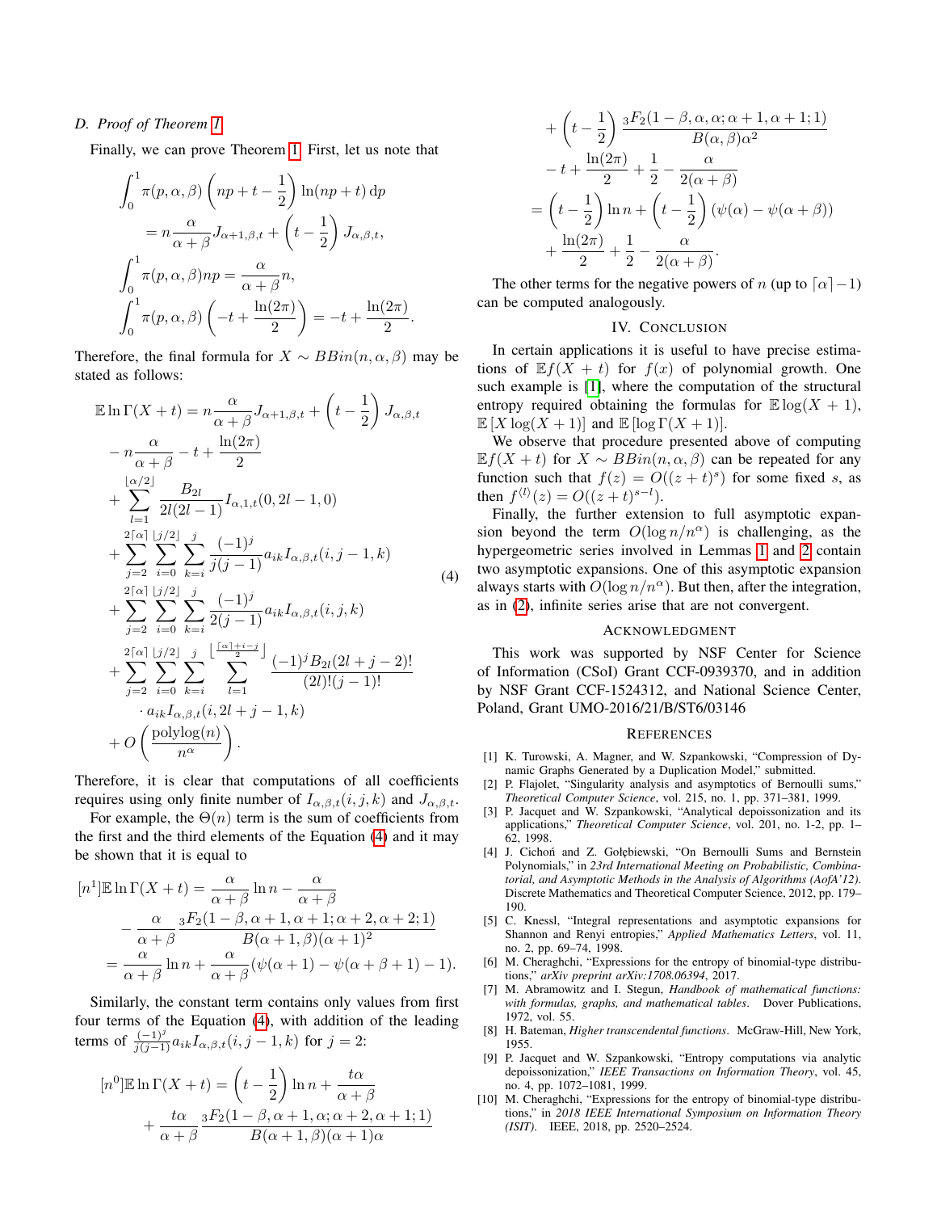### D. Proof of Theorem 1

Finally, we can prove Theorem 1. First, let us note that

$$
\begin{aligned}
&\int_0^1 \pi(p,\alpha,\beta)\left(np+t-\frac{1}{2}\right)\ln(np+t)\,\mathrm{d}p \\
&\qquad = n\frac{\alpha}{\alpha+\beta}J_{\alpha+1,\beta,t}+\left(t-\frac{1}{2}\right)J_{\alpha,\beta,t}, \\
&\int_0^1 \pi(p,\alpha,\beta)np = \frac{\alpha}{\alpha+\beta}n, \\
&\int_0^1 \pi(p,\alpha,\beta)\left(-t+\frac{\ln(2\pi)}{2}\right) = -t+\frac{\ln(2\pi)}{2}.
\end{aligned}
$$

Therefore, the final formula for $X \sim BBin(n,\alpha,\beta)$ may be stated as follows:

$$
\begin{aligned}
\mathbb{E}\ln\Gamma(X+t) &= n\frac{\alpha}{\alpha+\beta}J_{\alpha+1,\beta,t}+\left(t-\frac{1}{2}\right)J_{\alpha,\beta,t} \\
&- n\frac{\alpha}{\alpha+\beta} - t + \frac{\ln(2\pi)}{2} \\
&+ \sum_{l=1}^{\lfloor\alpha/2\rfloor}\frac{B_{2l}}{2l(2l-1)}I_{\alpha,1,t}(0,2l-1,0) \\
&+ \sum_{j=2}^{2\lceil\alpha\rceil}\sum_{i=0}^{\lfloor j/2\rfloor}\sum_{k=i}^{j}\frac{(-1)^j}{j(j-1)}a_{ik}I_{\alpha,\beta,t}(i,j-1,k) \\
&+ \sum_{j=2}^{2\lceil\alpha\rceil}\sum_{i=0}^{\lfloor j/2\rfloor}\sum_{k=i}^{j}\frac{(-1)^j}{2(j-1)}a_{ik}I_{\alpha,\beta,t}(i,j,k) \\
&+ \sum_{j=2}^{2\lceil\alpha\rceil}\sum_{i=0}^{\lfloor j/2\rfloor}\sum_{k=i}^{j}\sum_{l=1}^{\left\lfloor\frac{\lceil\alpha\rceil+i-j}{2}\right\rfloor}\frac{(-1)^jB_{2l}(2l+j-2)!}{(2l)!(j-1)!} \\
&\quad \cdot a_{ik}I_{\alpha,\beta,t}(i,2l+j-1,k) \\
&+ O\left(\frac{\operatorname{polylog}(n)}{n^\alpha}\right).
\end{aligned} \tag{4}
$$

Therefore, it is clear that computations of all coefficients requires using only finite number of $I_{\alpha,\beta,t}(i,j,k)$ and $J_{\alpha,\beta,t}$.

For example, the $\Theta(n)$ term is the sum of coefficients from the first and the third elements of the Equation (4) and it may be shown that it is equal to

$$
\begin{aligned}
[n^1]\mathbb{E}\ln\Gamma(X+t) &= \frac{\alpha}{\alpha+\beta}\ln n - \frac{\alpha}{\alpha+\beta} \\
&- \frac{\alpha}{\alpha+\beta}\frac{{}_3F_2(1-\beta,\alpha+1,\alpha+1;\alpha+2,\alpha+2;1)}{B(\alpha+1,\beta)(\alpha+1)^2} \\
&= \frac{\alpha}{\alpha+\beta}\ln n + \frac{\alpha}{\alpha+\beta}(\psi(\alpha+1)-\psi(\alpha+\beta+1)-1).
\end{aligned}
$$

Similarly, the constant term contains only values from first four terms of the Equation (4), with addition of the leading terms of $\frac{(-1)^j}{j(j-1)}a_{ik}I_{\alpha,\beta,t}(i,j-1,k)$ for $j=2$:

$$
\begin{aligned}
[n^0]\mathbb{E}\ln\Gamma(X+t) &= \left(t-\frac{1}{2}\right)\ln n + \frac{t\alpha}{\alpha+\beta} \\
&+ \frac{t\alpha}{\alpha+\beta}\frac{{}_3F_2(1-\beta,\alpha+1,\alpha;\alpha+2,\alpha+1;1)}{B(\alpha+1,\beta)(\alpha+1)\alpha} \\
&+ \left(t-\frac{1}{2}\right)\frac{{}_3F_2(1-\beta,\alpha,\alpha;\alpha+1,\alpha+1;1)}{B(\alpha,\beta)\alpha^2} \\
&- t + \frac{\ln(2\pi)}{2} + \frac{1}{2} - \frac{\alpha}{2(\alpha+\beta)} \\
&= \left(t-\frac{1}{2}\right)\ln n + \left(t-\frac{1}{2}\right)(\psi(\alpha)-\psi(\alpha+\beta)) \\
&+ \frac{\ln(2\pi)}{2} + \frac{1}{2} - \frac{\alpha}{2(\alpha+\beta)}.
\end{aligned}
$$

The other terms for the negative powers of $n$ (up to $\lceil\alpha\rceil-1$) can be computed analogously.

## IV. Conclusion

In certain applications it is useful to have precise estimations of $\mathbb{E}f(X+t)$ for $f(x)$ of polynomial growth. One such example is [1], where the computation of the structural entropy required obtaining the formulas for $\mathbb{E}\log(X+1)$, $\mathbb{E}[X\log(X+1)]$ and $\mathbb{E}[\log\Gamma(X+1)]$.

We observe that procedure presented above of computing $\mathbb{E}f(X+t)$ for $X \sim BBin(n,\alpha,\beta)$ can be repeated for any function such that $f(z)=O((z+t)^s)$ for some fixed $s$, as then $f^{\langle l\rangle}(z)=O((z+t)^{s-l})$.

Finally, the further extension to full asymptotic expansion beyond the term $O(\log n/n^\alpha)$ is challenging, as the hypergeometric series involved in Lemmas 1 and 2 contain two asymptotic expansions. One of this asymptotic expansion always starts with $O(\log n/n^\alpha)$. But then, after the integration, as in (2), infinite series arise that are not convergent.

## Acknowledgment

This work was supported by NSF Center for Science of Information (CSoI) Grant CCF-0939370, and in addition by NSF Grant CCF-1524312, and National Science Center, Poland, Grant UMO-2016/21/B/ST6/03146

## References

[1] K. Turowski, A. Magner, and W. Szpankowski, "Compression of Dynamic Graphs Generated by a Duplication Model," submitted.

[2] P. Flajolet, "Singularity analysis and asymptotics of Bernoulli sums," *Theoretical Computer Science*, vol. 215, no. 1, pp. 371–381, 1999.

[3] P. Jacquet and W. Szpankowski, "Analytical depoissonization and its applications," *Theoretical Computer Science*, vol. 201, no. 1-2, pp. 1–62, 1998.

[4] J. Cichoń and Z. Gołębiewski, "On Bernoulli Sums and Bernstein Polynomials," in *23rd International Meeting on Probabilistic, Combinatorial, and Asymptotic Methods in the Analysis of Algorithms (AofA'12)*. Discrete Mathematics and Theoretical Computer Science, 2012, pp. 179–190.

[5] C. Knessl, "Integral representations and asymptotic expansions for Shannon and Renyi entropies," *Applied Mathematics Letters*, vol. 11, no. 2, pp. 69–74, 1998.

[6] M. Cheraghchi, "Expressions for the entropy of binomial-type distributions," *arXiv preprint arXiv:1708.06394*, 2017.

[7] M. Abramowitz and I. Stegun, *Handbook of mathematical functions: with formulas, graphs, and mathematical tables*. Dover Publications, 1972, vol. 55.

[8] H. Bateman, *Higher transcendental functions*. McGraw-Hill, New York, 1955.

[9] P. Jacquet and W. Szpankowski, "Entropy computations via analytic depoissonization," *IEEE Transactions on Information Theory*, vol. 45, no. 4, pp. 1072–1081, 1999.

[10] M. Cheraghchi, "Expressions for the entropy of binomial-type distributions," in *2018 IEEE International Symposium on Information Theory (ISIT)*. IEEE, 2018, pp. 2520–2524.